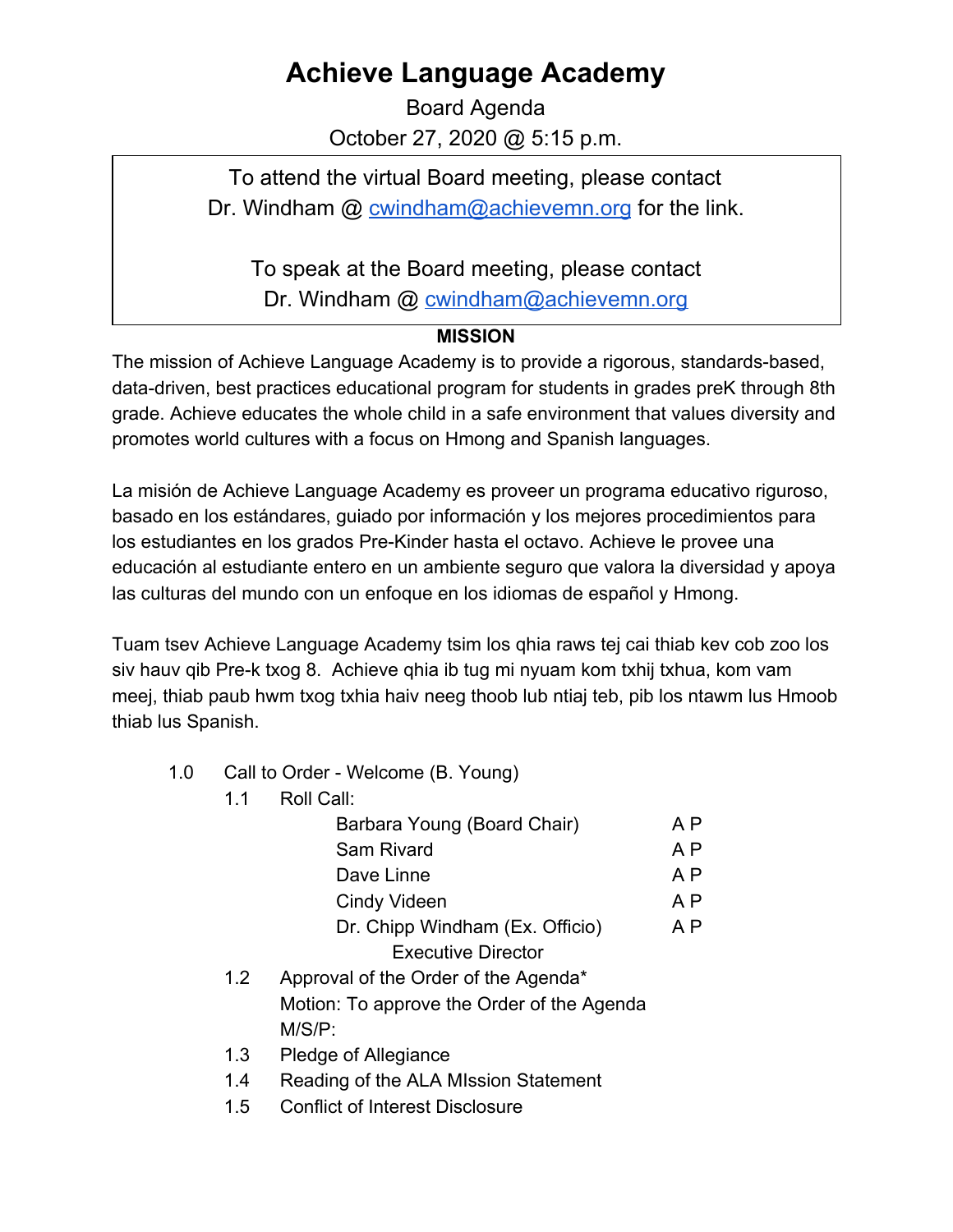# Achieve Language Academy

Board Agenda

October 27, 2020 @ 5:15 p.m.

To attend the virtual Board meeting, please contact Dr. Windham @ cwindham@achievemn.org for the link.

To speak at the Board meeting, please contact Dr. Windham @ cwindham@achievemn.org

**MISSION**

The mission of Achieve Language Academy is to provide a rigorous, standards-based, data-driven, best practices educational program for students in grades preK through 8th grade. Achieve educates the whole child in a safe environment that values diversity and promotes world cultures with a focus on Hmong and Spanish languages.

La misión de Achieve Language Academy es proveer un programa educativo riguroso, basado en los estándares, guiado por información y los mejores procedimientos para los estudiantes en los grados Pre-Kinder hasta el octavo. Achieve le provee una educación al estudiante entero en un ambiente seguro que valora la diversidad y apoya las culturas del mundo con un enfoque en los idiomas de español y Hmong.

Tuam tsev Achieve Language Academy tsim los qhia raws tej cai thiab kev cob zoo los siv hauv qib Pre-k txog 8. Achieve qhia ib tug mi nyuam kom txhij txhua, kom vam meej, thiab paub hwm txog txhia haiv neeg thoob lub ntiaj teb, pib los ntawm lus Hmoob thiab lus Spanish.

- 1.0 Call to Order - Welcome (B. Young)
  - 1.1 Roll Call:
    - Barbara Young (Board Chair) A P
    - Sam Rivard A P
    - Dave Linne A P
    - Cindy Videen A P
    - Dr. Chipp Windham (Ex. Officio) A P
      Executive Director
  - 1.2 Approval of the Order of the Agenda*
    Motion: To approve the Order of the Agenda
    M/S/P:
  - 1.3 Pledge of Allegiance
  - 1.4 Reading of the ALA MIssion Statement
  - 1.5 Conflict of Interest Disclosure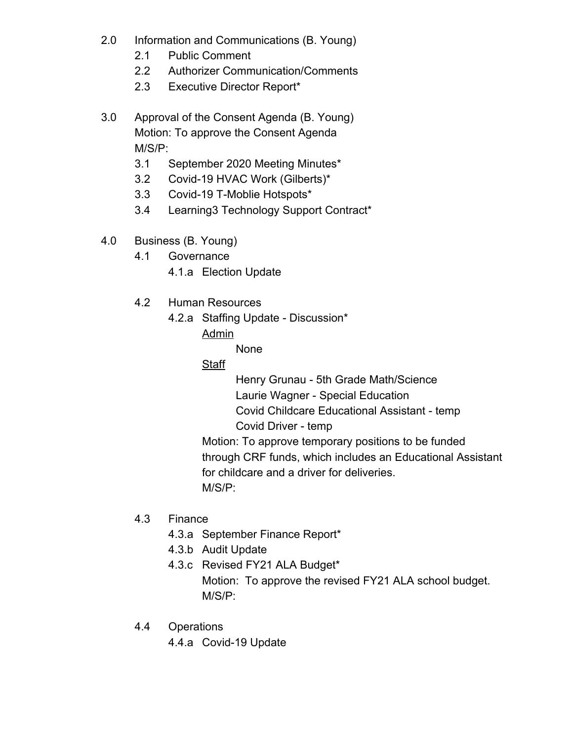2.0 Information and Communications (B. Young)

- 2.1 Public Comment
- 2.2 Authorizer Communication/Comments
- 2.3 Executive Director Report*

3.0 Approval of the Consent Agenda (B. Young)
Motion: To approve the Consent Agenda
M/S/P:

- 3.1 September 2020 Meeting Minutes*
- 3.2 Covid-19 HVAC Work (Gilberts)*
- 3.3 Covid-19 T-Moblie Hotspots*
- 3.4 Learning3 Technology Support Contract*

4.0 Business (B. Young)

- 4.1 Governance
  - 4.1.a Election Update
- 4.2 Human Resources
  - 4.2.a Staffing Update - Discussion*

    Admin

    None

    Staff

    Henry Grunau - 5th Grade Math/Science
    Laurie Wagner - Special Education
    Covid Childcare Educational Assistant - temp
    Covid Driver - temp

    Motion: To approve temporary positions to be funded through CRF funds, which includes an Educational Assistant for childcare and a driver for deliveries.
    M/S/P:
- 4.3 Finance
  - 4.3.a September Finance Report*
  - 4.3.b Audit Update
  - 4.3.c Revised FY21 ALA Budget*

    Motion: To approve the revised FY21 ALA school budget.
    M/S/P:
- 4.4 Operations
  - 4.4.a Covid-19 Update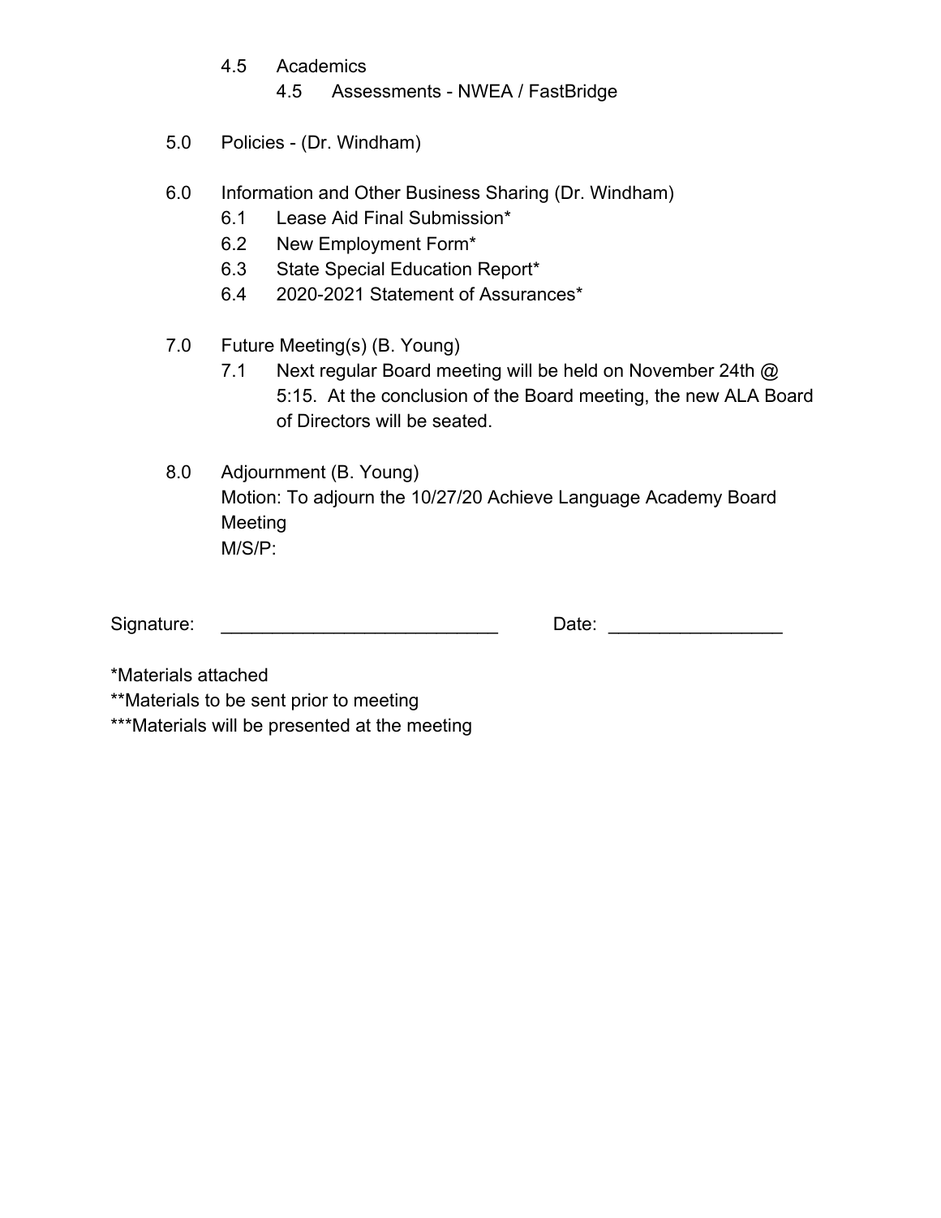- 4.5 Academics
  - 4.5 Assessments - NWEA / FastBridge

5.0 Policies - (Dr. Windham)

6.0 Information and Other Business Sharing (Dr. Windham)
- 6.1 Lease Aid Final Submission*
- 6.2 New Employment Form*
- 6.3 State Special Education Report*
- 6.4 2020-2021 Statement of Assurances*

7.0 Future Meeting(s) (B. Young)
- 7.1 Next regular Board meeting will be held on November 24th @ 5:15. At the conclusion of the Board meeting, the new ALA Board of Directors will be seated.

8.0 Adjournment (B. Young)
Motion: To adjourn the 10/27/20 Achieve Language Academy Board Meeting
M/S/P:

Signature: ___________________________ Date: _________________

*Materials attached
**Materials to be sent prior to meeting
***Materials will be presented at the meeting